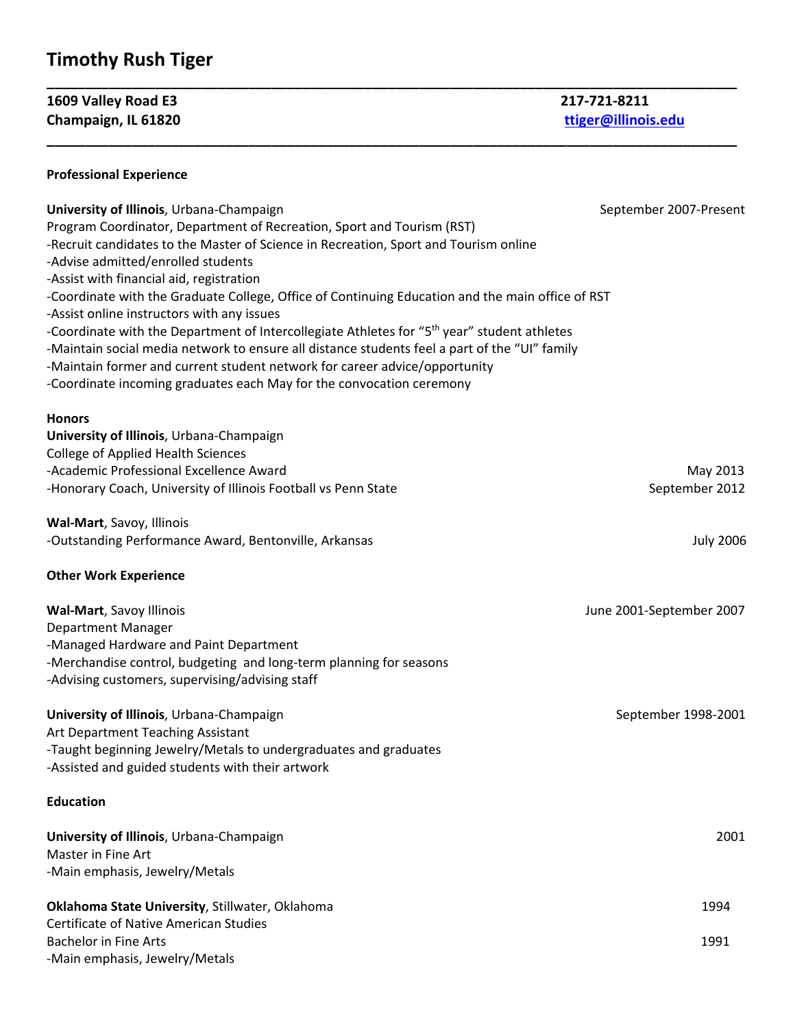# Timothy Rush Tiger

**1609 Valley Road E3** **217-721-8211**
**Champaign, IL 61820** **ttiger@illinois.edu**

## Professional Experience

**University of Illinois**, Urbana-Champaign — September 2007-Present
Program Coordinator, Department of Recreation, Sport and Tourism (RST)
-Recruit candidates to the Master of Science in Recreation, Sport and Tourism online
-Advise admitted/enrolled students
-Assist with financial aid, registration
-Coordinate with the Graduate College, Office of Continuing Education and the main office of RST
-Assist online instructors with any issues
-Coordinate with the Department of Intercollegiate Athletes for "5th year" student athletes
-Maintain social media network to ensure all distance students feel a part of the "UI" family
-Maintain former and current student network for career advice/opportunity
-Coordinate incoming graduates each May for the convocation ceremony

## Honors

**University of Illinois**, Urbana-Champaign
College of Applied Health Sciences
-Academic Professional Excellence Award — May 2013
-Honorary Coach, University of Illinois Football vs Penn State — September 2012

**Wal-Mart**, Savoy, Illinois
-Outstanding Performance Award, Bentonville, Arkansas — July 2006

## Other Work Experience

**Wal-Mart**, Savoy Illinois — June 2001-September 2007
Department Manager
-Managed Hardware and Paint Department
-Merchandise control, budgeting and long-term planning for seasons
-Advising customers, supervising/advising staff

**University of Illinois**, Urbana-Champaign — September 1998-2001
Art Department Teaching Assistant
-Taught beginning Jewelry/Metals to undergraduates and graduates
-Assisted and guided students with their artwork

## Education

**University of Illinois**, Urbana-Champaign — 2001
Master in Fine Art
-Main emphasis, Jewelry/Metals

**Oklahoma State University**, Stillwater, Oklahoma
Certificate of Native American Studies — 1994
Bachelor in Fine Arts — 1991
-Main emphasis, Jewelry/Metals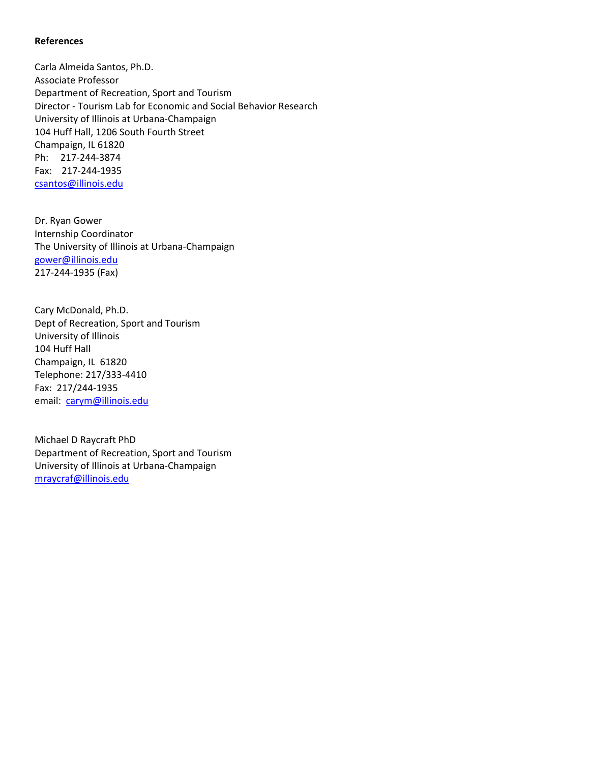**References**

Carla Almeida Santos, Ph.D.
Associate Professor
Department of Recreation, Sport and Tourism
Director - Tourism Lab for Economic and Social Behavior Research
University of Illinois at Urbana-Champaign
104 Huff Hall, 1206 South Fourth Street
Champaign, IL 61820
Ph: 217-244-3874
Fax: 217-244-1935
csantos@illinois.edu

Dr. Ryan Gower
Internship Coordinator
The University of Illinois at Urbana-Champaign
gower@illinois.edu
217-244-1935 (Fax)

Cary McDonald, Ph.D.
Dept of Recreation, Sport and Tourism
University of Illinois
104 Huff Hall
Champaign, IL 61820
Telephone: 217/333-4410
Fax: 217/244-1935
email: carym@illinois.edu

Michael D Raycraft PhD
Department of Recreation, Sport and Tourism
University of Illinois at Urbana-Champaign
mraycraf@illinois.edu